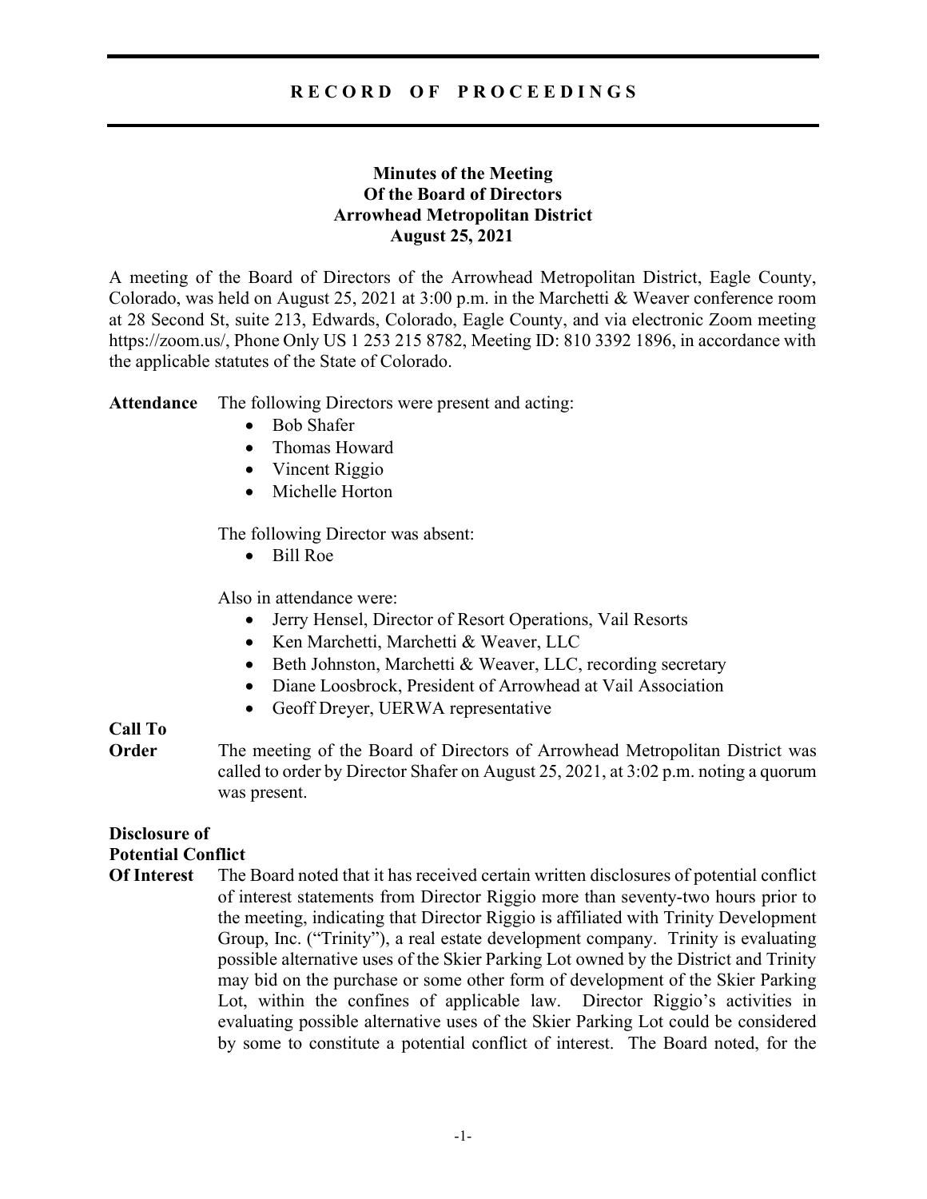# RECORD OF PROCEEDINGS

**Minutes of the Meeting**
**Of the Board of Directors**
**Arrowhead Metropolitan District**
**August 25, 2021**

A meeting of the Board of Directors of the Arrowhead Metropolitan District, Eagle County, Colorado, was held on August 25, 2021 at 3:00 p.m. in the Marchetti & Weaver conference room at 28 Second St, suite 213, Edwards, Colorado, Eagle County, and via electronic Zoom meeting https://zoom.us/, Phone Only US 1 253 215 8782, Meeting ID: 810 3392 1896, in accordance with the applicable statutes of the State of Colorado.

**Attendance** The following Directors were present and acting:

- Bob Shafer
- Thomas Howard
- Vincent Riggio
- Michelle Horton

The following Director was absent:

- Bill Roe

Also in attendance were:

- Jerry Hensel, Director of Resort Operations, Vail Resorts
- Ken Marchetti, Marchetti & Weaver, LLC
- Beth Johnston, Marchetti & Weaver, LLC, recording secretary
- Diane Loosbrock, President of Arrowhead at Vail Association
- Geoff Dreyer, UERWA representative

**Call To Order** The meeting of the Board of Directors of Arrowhead Metropolitan District was called to order by Director Shafer on August 25, 2021, at 3:02 p.m. noting a quorum was present.

**Disclosure of Potential Conflict Of Interest** The Board noted that it has received certain written disclosures of potential conflict of interest statements from Director Riggio more than seventy-two hours prior to the meeting, indicating that Director Riggio is affiliated with Trinity Development Group, Inc. ("Trinity"), a real estate development company. Trinity is evaluating possible alternative uses of the Skier Parking Lot owned by the District and Trinity may bid on the purchase or some other form of development of the Skier Parking Lot, within the confines of applicable law. Director Riggio's activities in evaluating possible alternative uses of the Skier Parking Lot could be considered by some to constitute a potential conflict of interest. The Board noted, for the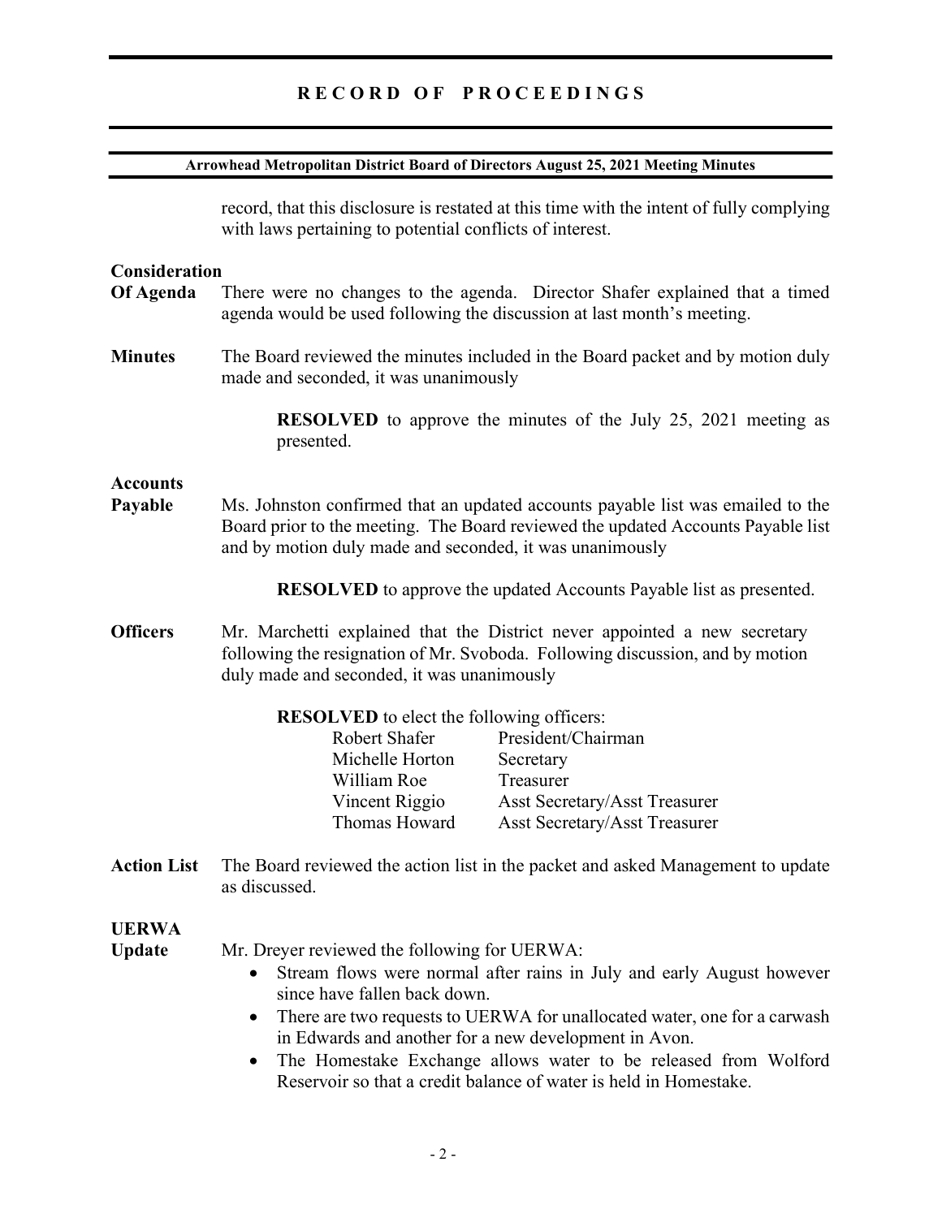record, that this disclosure is restated at this time with the intent of fully complying with laws pertaining to potential conflicts of interest.

**Consideration Of Agenda**

There were no changes to the agenda. Director Shafer explained that a timed agenda would be used following the discussion at last month's meeting.

**Minutes**

The Board reviewed the minutes included in the Board packet and by motion duly made and seconded, it was unanimously

> **RESOLVED** to approve the minutes of the July 25, 2021 meeting as presented.

**Accounts Payable**

Ms. Johnston confirmed that an updated accounts payable list was emailed to the Board prior to the meeting. The Board reviewed the updated Accounts Payable list and by motion duly made and seconded, it was unanimously

> **RESOLVED** to approve the updated Accounts Payable list as presented.

**Officers**

Mr. Marchetti explained that the District never appointed a new secretary following the resignation of Mr. Svoboda. Following discussion, and by motion duly made and seconded, it was unanimously

> **RESOLVED** to elect the following officers:

| | |
|---|---|
| Robert Shafer | President/Chairman |
| Michelle Horton | Secretary |
| William Roe | Treasurer |
| Vincent Riggio | Asst Secretary/Asst Treasurer |
| Thomas Howard | Asst Secretary/Asst Treasurer |

**Action List**

The Board reviewed the action list in the packet and asked Management to update as discussed.

**UERWA Update**

Mr. Dreyer reviewed the following for UERWA:

- Stream flows were normal after rains in July and early August however since have fallen back down.
- There are two requests to UERWA for unallocated water, one for a carwash in Edwards and another for a new development in Avon.
- The Homestake Exchange allows water to be released from Wolford Reservoir so that a credit balance of water is held in Homestake.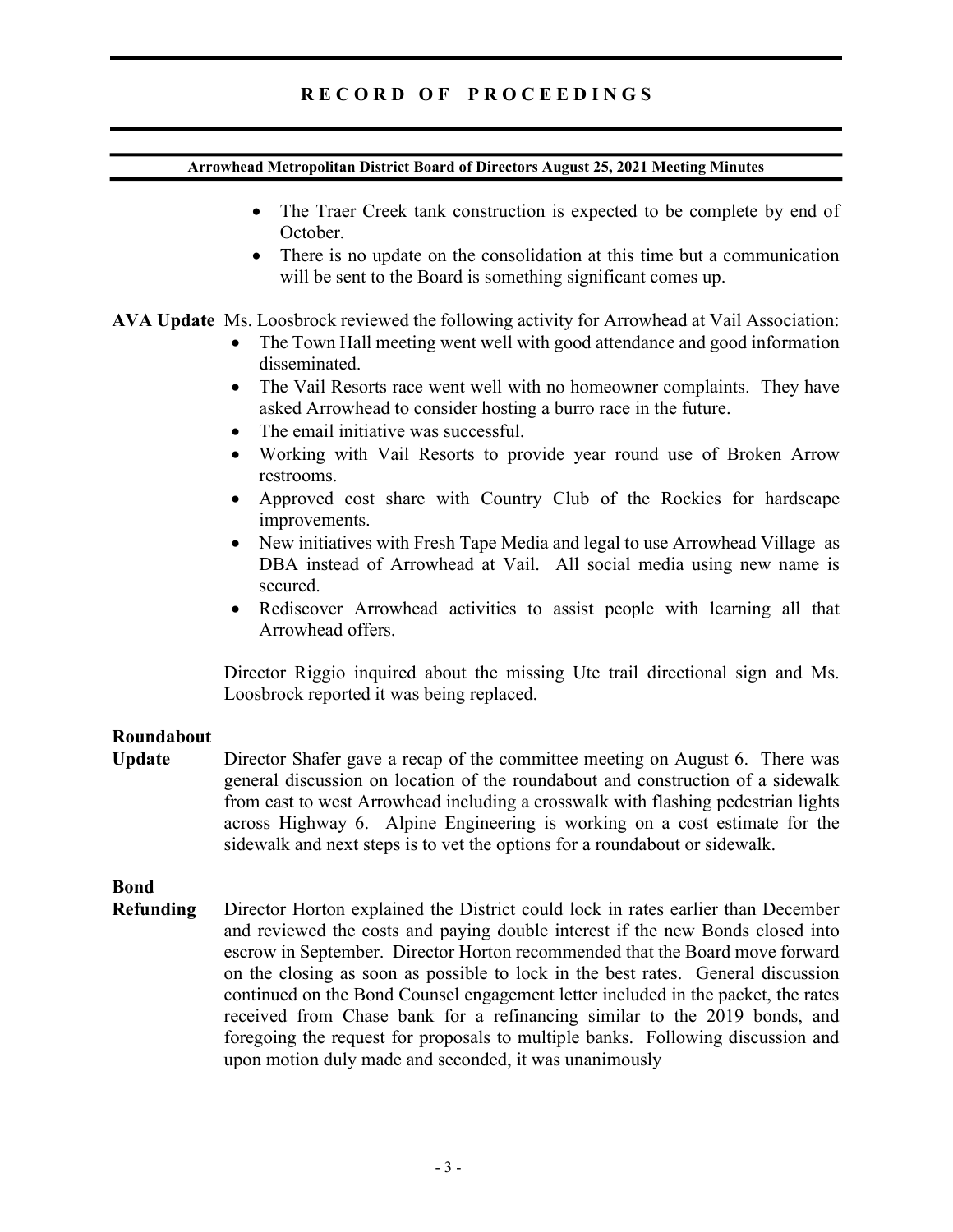- The Traer Creek tank construction is expected to be complete by end of October.
- There is no update on the consolidation at this time but a communication will be sent to the Board is something significant comes up.

**AVA Update** Ms. Loosbrock reviewed the following activity for Arrowhead at Vail Association:

- The Town Hall meeting went well with good attendance and good information disseminated.
- The Vail Resorts race went well with no homeowner complaints. They have asked Arrowhead to consider hosting a burro race in the future.
- The email initiative was successful.
- Working with Vail Resorts to provide year round use of Broken Arrow restrooms.
- Approved cost share with Country Club of the Rockies for hardscape improvements.
- New initiatives with Fresh Tape Media and legal to use Arrowhead Village as DBA instead of Arrowhead at Vail. All social media using new name is secured.
- Rediscover Arrowhead activities to assist people with learning all that Arrowhead offers.

Director Riggio inquired about the missing Ute trail directional sign and Ms. Loosbrock reported it was being replaced.

**Roundabout Update** Director Shafer gave a recap of the committee meeting on August 6. There was general discussion on location of the roundabout and construction of a sidewalk from east to west Arrowhead including a crosswalk with flashing pedestrian lights across Highway 6. Alpine Engineering is working on a cost estimate for the sidewalk and next steps is to vet the options for a roundabout or sidewalk.

**Bond Refunding** Director Horton explained the District could lock in rates earlier than December and reviewed the costs and paying double interest if the new Bonds closed into escrow in September. Director Horton recommended that the Board move forward on the closing as soon as possible to lock in the best rates. General discussion continued on the Bond Counsel engagement letter included in the packet, the rates received from Chase bank for a refinancing similar to the 2019 bonds, and foregoing the request for proposals to multiple banks. Following discussion and upon motion duly made and seconded, it was unanimously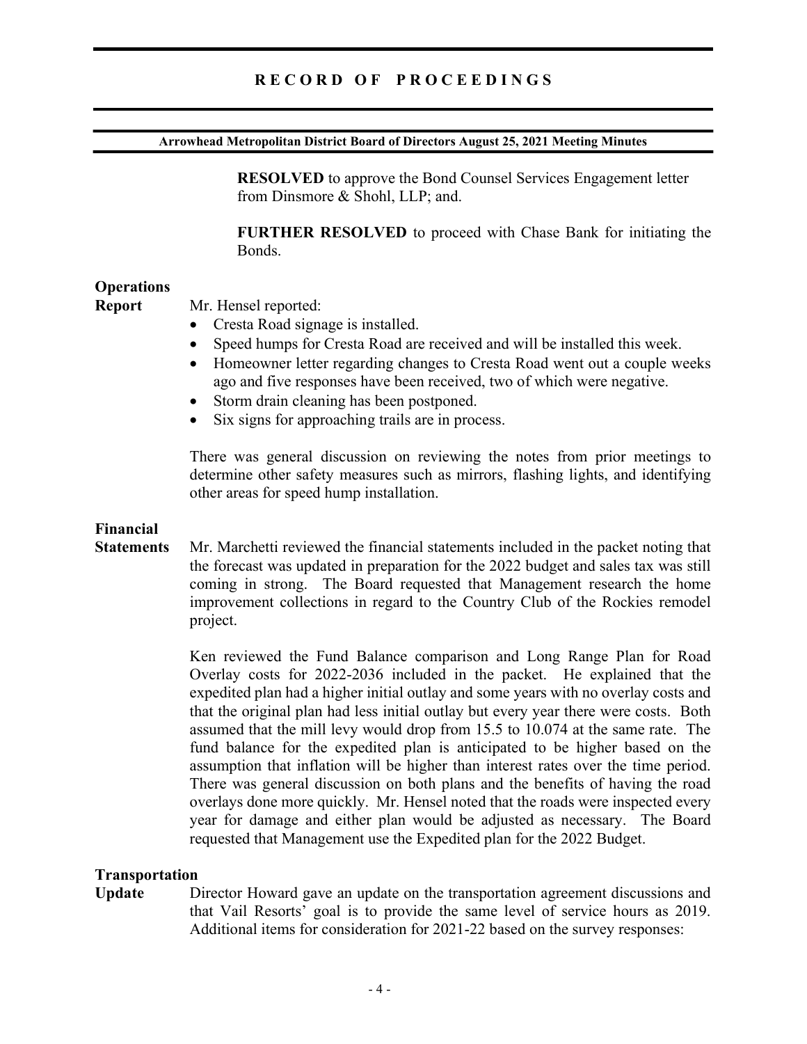**RESOLVED** to approve the Bond Counsel Services Engagement letter from Dinsmore & Shohl, LLP; and.

**FURTHER RESOLVED** to proceed with Chase Bank for initiating the Bonds.

**Operations Report**

Mr. Hensel reported:

- Cresta Road signage is installed.
- Speed humps for Cresta Road are received and will be installed this week.
- Homeowner letter regarding changes to Cresta Road went out a couple weeks ago and five responses have been received, two of which were negative.
- Storm drain cleaning has been postponed.
- Six signs for approaching trails are in process.

There was general discussion on reviewing the notes from prior meetings to determine other safety measures such as mirrors, flashing lights, and identifying other areas for speed hump installation.

**Financial Statements**

Mr. Marchetti reviewed the financial statements included in the packet noting that the forecast was updated in preparation for the 2022 budget and sales tax was still coming in strong. The Board requested that Management research the home improvement collections in regard to the Country Club of the Rockies remodel project.

Ken reviewed the Fund Balance comparison and Long Range Plan for Road Overlay costs for 2022-2036 included in the packet. He explained that the expedited plan had a higher initial outlay and some years with no overlay costs and that the original plan had less initial outlay but every year there were costs. Both assumed that the mill levy would drop from 15.5 to 10.074 at the same rate. The fund balance for the expedited plan is anticipated to be higher based on the assumption that inflation will be higher than interest rates over the time period. There was general discussion on both plans and the benefits of having the road overlays done more quickly. Mr. Hensel noted that the roads were inspected every year for damage and either plan would be adjusted as necessary. The Board requested that Management use the Expedited plan for the 2022 Budget.

**Transportation Update**

Director Howard gave an update on the transportation agreement discussions and that Vail Resorts' goal is to provide the same level of service hours as 2019. Additional items for consideration for 2021-22 based on the survey responses: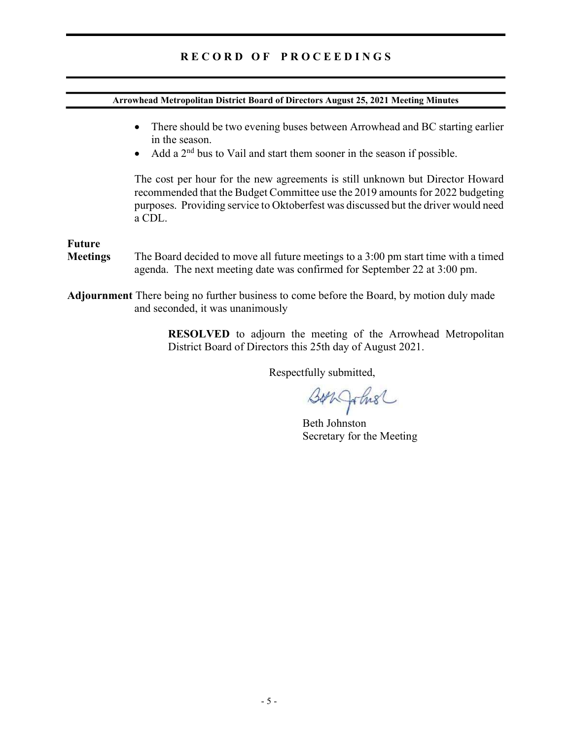- There should be two evening buses between Arrowhead and BC starting earlier in the season.
- Add a 2nd bus to Vail and start them sooner in the season if possible.

The cost per hour for the new agreements is still unknown but Director Howard recommended that the Budget Committee use the 2019 amounts for 2022 budgeting purposes. Providing service to Oktoberfest was discussed but the driver would need a CDL.

**Future Meetings** The Board decided to move all future meetings to a 3:00 pm start time with a timed agenda. The next meeting date was confirmed for September 22 at 3:00 pm.

**Adjournment** There being no further business to come before the Board, by motion duly made and seconded, it was unanimously

> **RESOLVED** to adjourn the meeting of the Arrowhead Metropolitan District Board of Directors this 25th day of August 2021.

Respectfully submitted,

Beth Johnston
Secretary for the Meeting